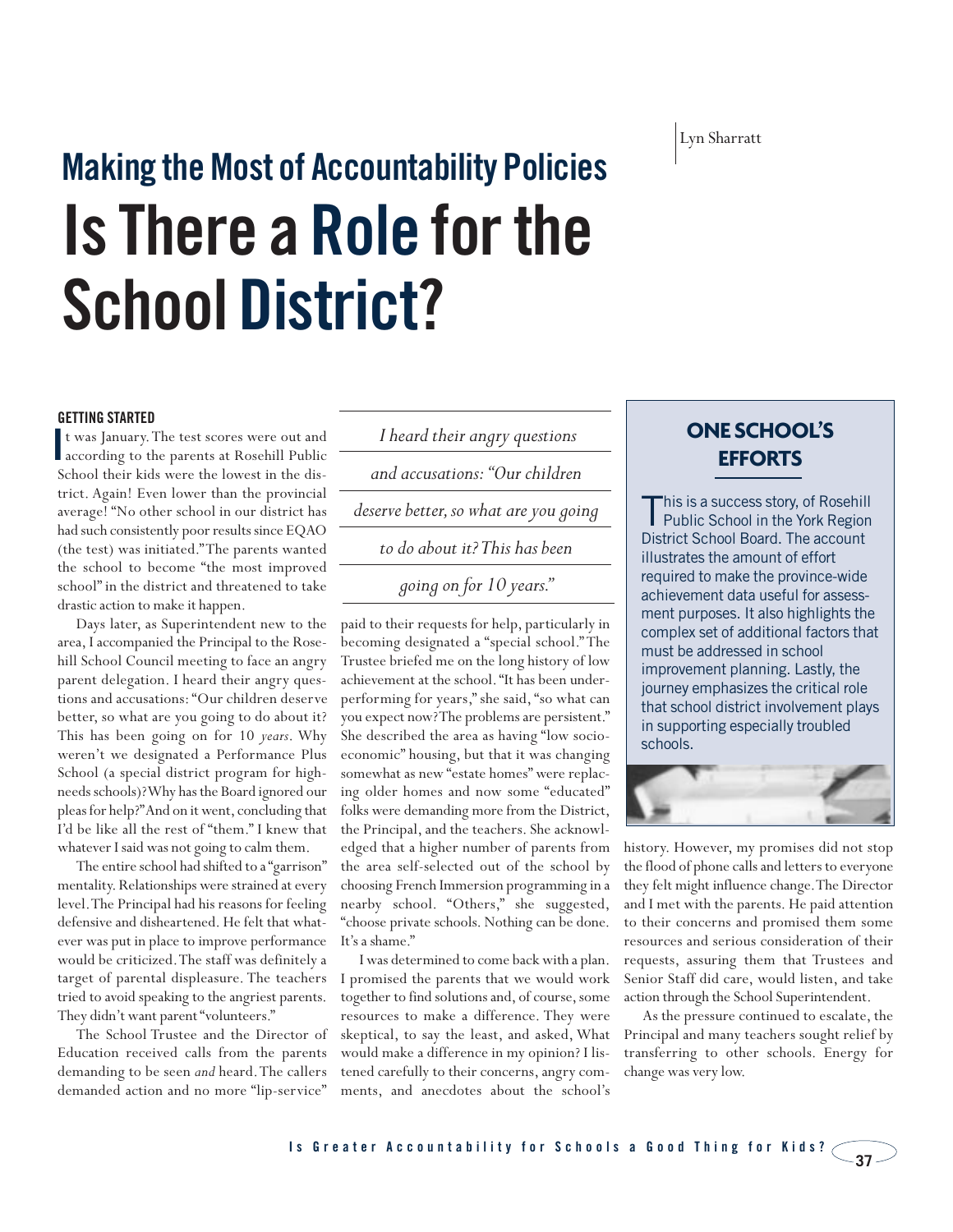Lyn Sharratt

## Making the Most of Accountability Policies

# Is There a Role for the School District?

### GETTING STARTED

It was January. The test scores were out and according to the parents at Rosehill Public School their kids were the lowest in the district. Again! Even lower than the provincial average! "No other school in our district has had such consistently poor results since EQAO (the test) was initiated." The parents wanted the school to become "the most improved school" in the district and threatened to take drastic action to make it happen.

Days later, as Superintendent new to the area, I accompanied the Principal to the Rosehill School Council meeting to face an angry parent delegation. I heard their angry questions and accusations: "Our children deserve better, so what are you going to do about it? This has been going on for 10 *years*. Why weren't we designated a Performance Plus School (a special district program for high-needs schools)? Why has the Board ignored our pleas for help?" And on it went, concluding that I'd be like all the rest of "them." I knew that whatever I said was not going to calm them.

The entire school had shifted to a "garrison" mentality. Relationships were strained at every level. The Principal had his reasons for feeling defensive and disheartened. He felt that whatever was put in place to improve performance would be criticized. The staff was definitely a target of parental displeasure. The teachers tried to avoid speaking to the angriest parents. They didn't want parent "volunteers."

The School Trustee and the Director of Education received calls from the parents demanding to be seen *and* heard. The callers demanded action and no more "lip-service" paid to their requests for help, particularly in becoming designated a "special school." The Trustee briefed me on the long history of low achievement at the school. "It has been underperforming for years," she said, "so what can you expect now? The problems are persistent." She described the area as having "low socio-economic" housing, but that it was changing somewhat as new "estate homes" were replacing older homes and now some "educated" folks were demanding more from the District, the Principal, and the teachers. She acknowledged that a higher number of parents from the area self-selected out of the school by choosing French Immersion programming in a nearby school. "Others," she suggested, "choose private schools. Nothing can be done. It's a shame."

> *I heard their angry questions and accusations: "Our children deserve better, so what are you going to do about it? This has been going on for 10 years."*

I was determined to come back with a plan. I promised the parents that we would work together to find solutions and, of course, some resources to make a difference. They were skeptical, to say the least, and asked, What would make a difference in my opinion? I listened carefully to their concerns, angry comments, and anecdotes about the school's history. However, my promises did not stop the flood of phone calls and letters to everyone they felt might influence change. The Director and I met with the parents. He paid attention to their concerns and promised them some resources and serious consideration of their requests, assuring them that Trustees and Senior Staff did care, would listen, and take action through the School Superintendent.

As the pressure continued to escalate, the Principal and many teachers sought relief by transferring to other schools. Energy for change was very low.

> **ONE SCHOOL'S EFFORTS**
>
> This is a success story, of Rosehill Public School in the York Region District School Board. The account illustrates the amount of effort required to make the province-wide achievement data useful for assessment purposes. It also highlights the complex set of additional factors that must be addressed in school improvement planning. Lastly, the journey emphasizes the critical role that school district involvement plays in supporting especially troubled schools.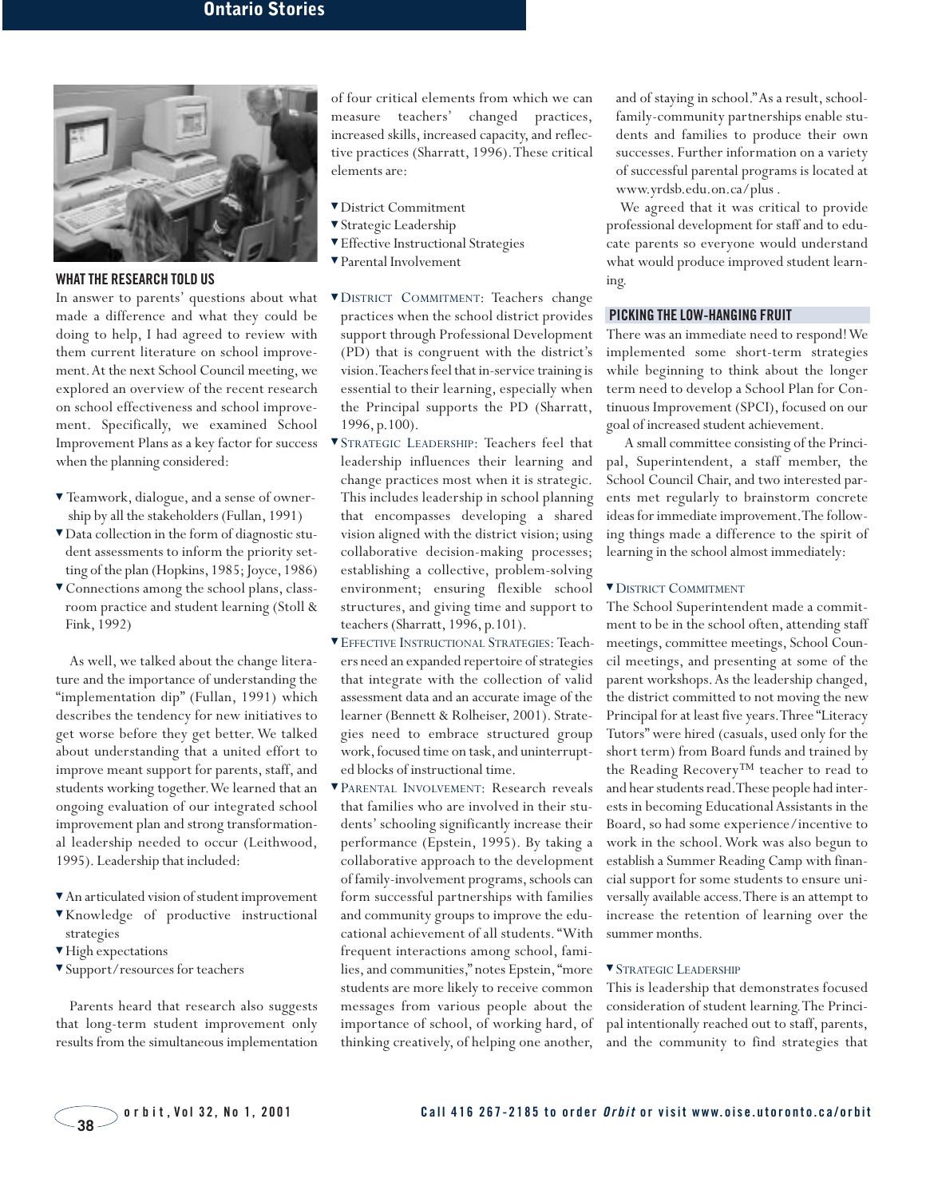## WHAT THE RESEARCH TOLD US

In answer to parents' questions about what made a difference and what they could be doing to help, I had agreed to review with them current literature on school improvement. At the next School Council meeting, we explored an overview of the recent research on school effectiveness and school improvement. Specifically, we examined School Improvement Plans as a key factor for success when the planning considered:

- Teamwork, dialogue, and a sense of ownership by all the stakeholders (Fullan, 1991)
- Data collection in the form of diagnostic student assessments to inform the priority setting of the plan (Hopkins, 1985; Joyce, 1986)
- Connections among the school plans, classroom practice and student learning (Stoll & Fink, 1992)

As well, we talked about the change literature and the importance of understanding the "implementation dip" (Fullan, 1991) which describes the tendency for new initiatives to get worse before they get better. We talked about understanding that a united effort to improve meant support for parents, staff, and students working together. We learned that an ongoing evaluation of our integrated school improvement plan and strong transformational leadership needed to occur (Leithwood, 1995). Leadership that included:

- An articulated vision of student improvement
- Knowledge of productive instructional strategies
- High expectations
- Support/resources for teachers

Parents heard that research also suggests that long-term student improvement only results from the simultaneous implementation of four critical elements from which we can measure teachers' changed practices, increased skills, increased capacity, and reflective practices (Sharratt, 1996). These critical elements are:

- District Commitment
- Strategic Leadership
- Effective Instructional Strategies
- Parental Involvement

- District Commitment: Teachers change practices when the school district provides support through Professional Development (PD) that is congruent with the district's vision. Teachers feel that in-service training is essential to their learning, especially when the Principal supports the PD (Sharratt, 1996, p.100).
- Strategic Leadership: Teachers feel that leadership influences their learning and change practices most when it is strategic. This includes leadership in school planning that encompasses developing a shared vision aligned with the district vision; using collaborative decision-making processes; establishing a collective, problem-solving environment; ensuring flexible school structures, and giving time and support to teachers (Sharratt, 1996, p.101).
- Effective Instructional Strategies: Teachers need an expanded repertoire of strategies that integrate with the collection of valid assessment data and an accurate image of the learner (Bennett & Rolheiser, 2001). Strategies need to embrace structured group work, focused time on task, and uninterrupted blocks of instructional time.
- Parental Involvement: Research reveals that families who are involved in their students' schooling significantly increase their performance (Epstein, 1995). By taking a collaborative approach to the development of family-involvement programs, schools can form successful partnerships with families and community groups to improve the educational achievement of all students. "With frequent interactions among school, families, and communities," notes Epstein, "more students are more likely to receive common messages from various people about the importance of school, of working hard, of thinking creatively, of helping one another, and of staying in school." As a result, school-family-community partnerships enable students and families to produce their own successes. Further information on a variety of successful parental programs is located at www.yrdsb.edu.on.ca/plus .

We agreed that it was critical to provide professional development for staff and to educate parents so everyone would understand what would produce improved student learning.

## PICKING THE LOW-HANGING FRUIT

There was an immediate need to respond! We implemented some short-term strategies while beginning to think about the longer term need to develop a School Plan for Continuous Improvement (SPCI), focused on our goal of increased student achievement.

A small committee consisting of the Principal, Superintendent, a staff member, the School Council Chair, and two interested parents met regularly to brainstorm concrete ideas for immediate improvement. The following things made a difference to the spirit of learning in the school almost immediately:

### District Commitment

The School Superintendent made a commitment to be in the school often, attending staff meetings, committee meetings, School Council meetings, and presenting at some of the parent workshops. As the leadership changed, the district committed to not moving the new Principal for at least five years. Three "Literacy Tutors" were hired (casuals, used only for the short term) from Board funds and trained by the Reading Recovery™ teacher to read to and hear students read. These people had interests in becoming Educational Assistants in the Board, so had some experience/incentive to work in the school. Work was also begun to establish a Summer Reading Camp with financial support for some students to ensure universally available access. There is an attempt to increase the retention of learning over the summer months.

### Strategic Leadership

This is leadership that demonstrates focused consideration of student learning. The Principal intentionally reached out to staff, parents, and the community to find strategies that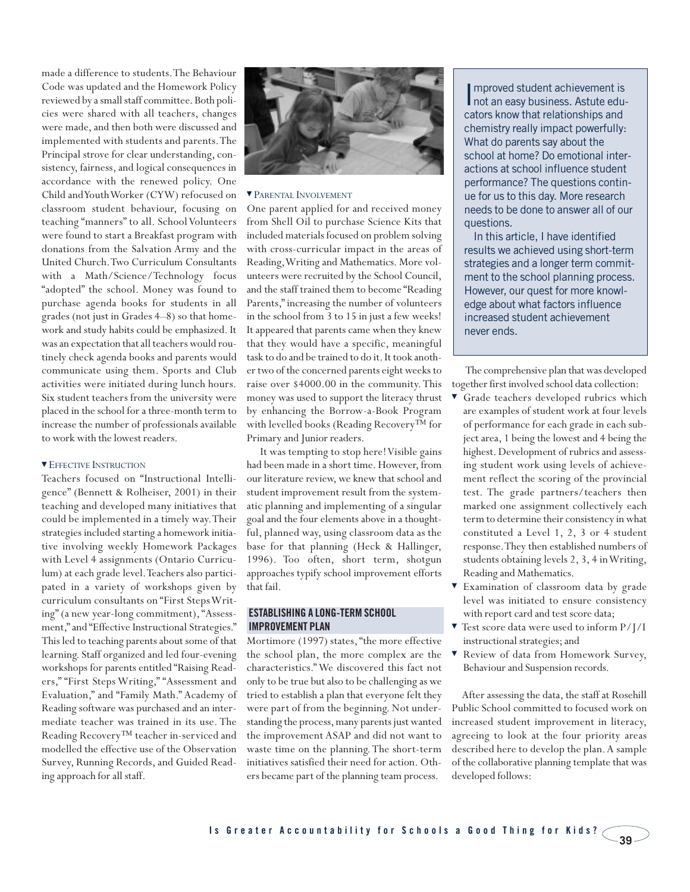made a difference to students. The Behaviour Code was updated and the Homework Policy reviewed by a small staff committee. Both policies were shared with all teachers, changes were made, and then both were discussed and implemented with students and parents. The Principal strove for clear understanding, consistency, fairness, and logical consequences in accordance with the renewed policy. One Child and Youth Worker (CYW) refocused on classroom student behaviour, focusing on teaching "manners" to all. School Volunteers were found to start a Breakfast program with donations from the Salvation Army and the United Church. Two Curriculum Consultants with a Math/Science/Technology focus "adopted" the school. Money was found to purchase agenda books for students in all grades (not just in Grades 4–8) so that homework and study habits could be emphasized. It was an expectation that all teachers would routinely check agenda books and parents would communicate using them. Sports and Club activities were initiated during lunch hours. Six student teachers from the university were placed in the school for a three-month term to increase the number of professionals available to work with the lowest readers.

### ▼ Effective Instruction

Teachers focused on "Instructional Intelligence" (Bennett & Rolheiser, 2001) in their teaching and developed many initiatives that could be implemented in a timely way. Their strategies included starting a homework initiative involving weekly Homework Packages with Level 4 assignments (Ontario Curriculum) at each grade level. Teachers also participated in a variety of workshops given by curriculum consultants on "First Steps Writing" (a new year-long commitment), "Assessment," and "Effective Instructional Strategies." This led to teaching parents about some of that learning. Staff organized and led four-evening workshops for parents entitled "Raising Readers," "First Steps Writing," "Assessment and Evaluation," and "Family Math." Academy of Reading software was purchased and an intermediate teacher was trained in its use. The Reading Recovery™ teacher in-serviced and modelled the effective use of the Observation Survey, Running Records, and Guided Reading approach for all staff.

### ▼ Parental Involvement

One parent applied for and received money from Shell Oil to purchase Science Kits that included materials focused on problem solving with cross-curricular impact in the areas of Reading, Writing and Mathematics. More volunteers were recruited by the School Council, and the staff trained them to become "Reading Parents," increasing the number of volunteers in the school from 3 to 15 in just a few weeks! It appeared that parents came when they knew that they would have a specific, meaningful task to do and be trained to do it. It took another two of the concerned parents eight weeks to raise over $4000.00 in the community. This money was used to support the literacy thrust by enhancing the Borrow-a-Book Program with levelled books (Reading Recovery™ for Primary and Junior readers.

It was tempting to stop here! Visible gains had been made in a short time. However, from our literature review, we knew that school and student improvement result from the systematic planning and implementing of a singular goal and the four elements above in a thoughtful, planned way, using classroom data as the base for that planning (Heck & Hallinger, 1996). Too often, short term, shotgun approaches typify school improvement efforts that fail.

## ESTABLISHING A LONG-TERM SCHOOL IMPROVEMENT PLAN

Mortimore (1997) states, "the more effective the school plan, the more complex are the characteristics." We discovered this fact not only to be true but also to be challenging as we tried to establish a plan that everyone felt they were part of from the beginning. Not understanding the process, many parents just wanted the improvement ASAP and did not want to waste time on the planning. The short-term initiatives satisfied their need for action. Others became part of the planning team process.

> Improved student achievement is not an easy business. Astute educators know that relationships and chemistry really impact powerfully: What do parents say about the school at home? Do emotional interactions at school influence student performance? The questions continue for us to this day. More research needs to be done to answer all of our questions.
>
> In this article, I have identified results we achieved using short-term strategies and a longer term commitment to the school planning process. However, our quest for more knowledge about what factors influence increased student achievement never ends.

The comprehensive plan that was developed together first involved school data collection:

- Grade teachers developed rubrics which are examples of student work at four levels of performance for each grade in each subject area, 1 being the lowest and 4 being the highest. Development of rubrics and assessing student work using levels of achievement reflect the scoring of the provincial test. The grade partners/teachers then marked one assignment collectively each term to determine their consistency in what constituted a Level 1, 2, 3 or 4 student response. They then established numbers of students obtaining levels 2, 3, 4 in Writing, Reading and Mathematics.
- Examination of classroom data by grade level was initiated to ensure consistency with report card and test score data;
- Test score data were used to inform P/J/I instructional strategies; and
- Review of data from Homework Survey, Behaviour and Suspension records.

After assessing the data, the staff at Rosehill Public School committed to focused work on increased student improvement in literacy, agreeing to look at the four priority areas described here to develop the plan. A sample of the collaborative planning template that was developed follows: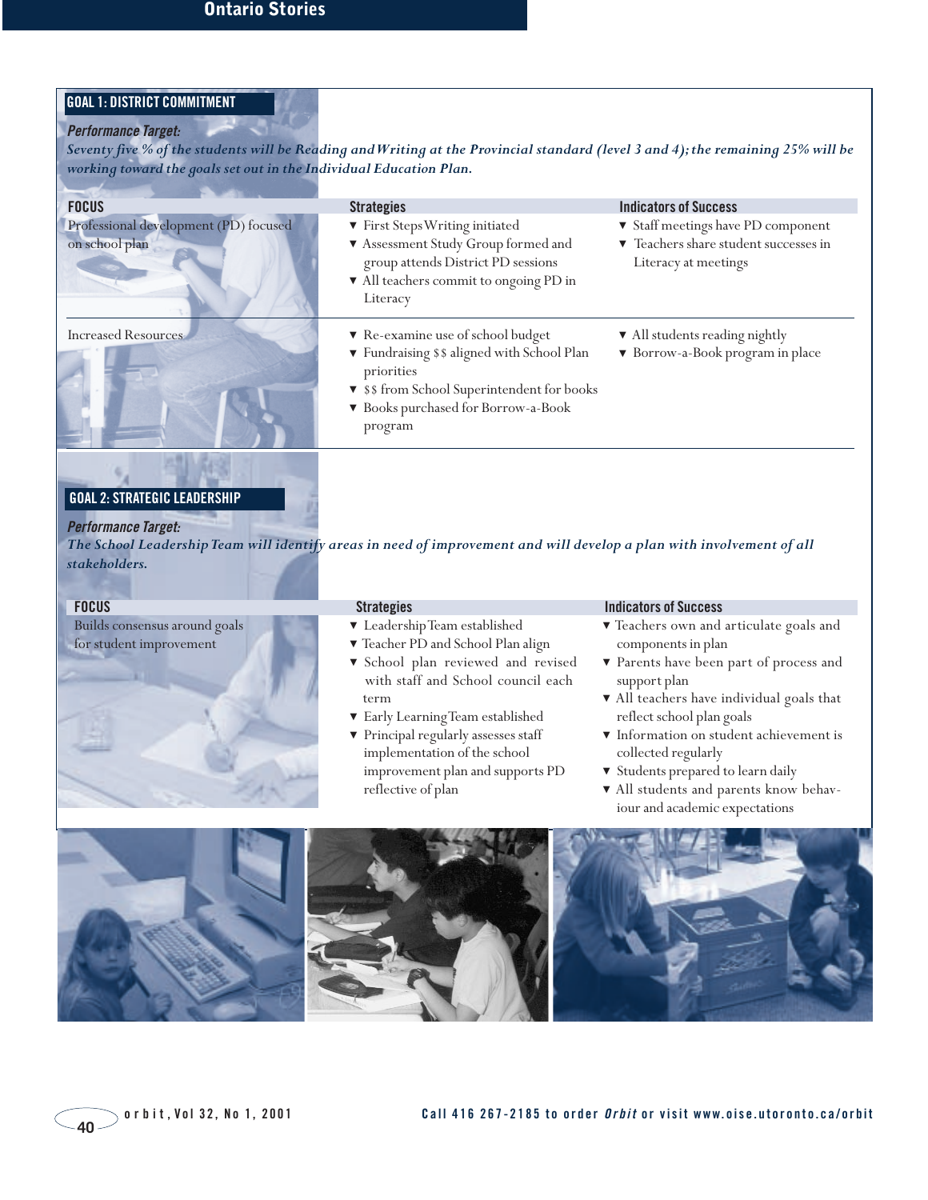## GOAL 1: DISTRICT COMMITMENT

***Performance Target:***

*Seventy five % of the students will be Reading and Writing at the Provincial standard (level 3 and 4); the remaining 25% will be working toward the goals set out in the Individual Education Plan.*

| FOCUS | Strategies | Indicators of Success |
|---|---|---|
| Professional development (PD) focused on school plan | ▼ First Steps Writing initiated<br>▼ Assessment Study Group formed and group attends District PD sessions<br>▼ All teachers commit to ongoing PD in Literacy | ▼ Staff meetings have PD component<br>▼ Teachers share student successes in Literacy at meetings |
| Increased Resources | ▼ Re-examine use of school budget<br>▼ Fundraising $$ aligned with School Plan priorities<br>▼ $$ from School Superintendent for books<br>▼ Books purchased for Borrow-a-Book program | ▼ All students reading nightly<br>▼ Borrow-a-Book program in place |

## GOAL 2: STRATEGIC LEADERSHIP

***Performance Target:***

*The School Leadership Team will identify areas in need of improvement and will develop a plan with involvement of all stakeholders.*

| FOCUS | Strategies | Indicators of Success |
|---|---|---|
| Builds consensus around goals for student improvement | ▼ Leadership Team established<br>▼ Teacher PD and School Plan align<br>▼ School plan reviewed and revised with staff and School council each term<br>▼ Early Learning Team established<br>▼ Principal regularly assesses staff implementation of the school improvement plan and supports PD reflective of plan | ▼ Teachers own and articulate goals and components in plan<br>▼ Parents have been part of process and support plan<br>▼ All teachers have individual goals that reflect school plan goals<br>▼ Information on student achievement is collected regularly<br>▼ Students prepared to learn daily<br>▼ All students and parents know behaviour and academic expectations |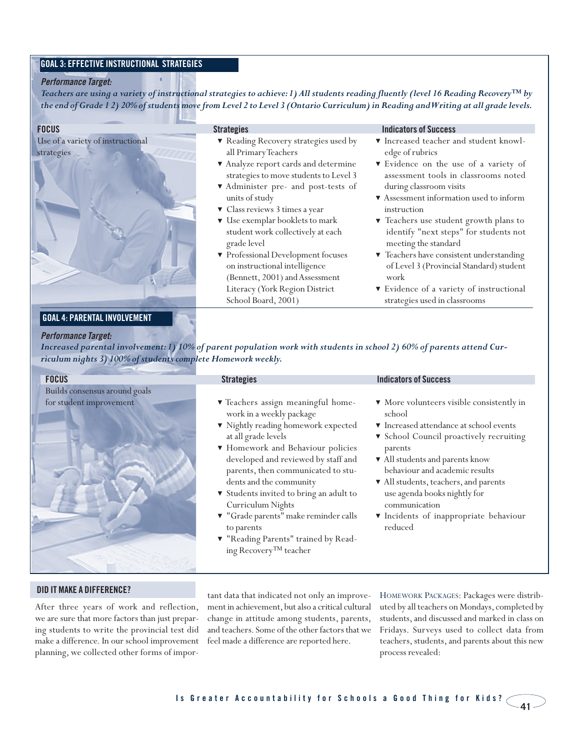## GOAL 3: EFFECTIVE INSTRUCTIONAL STRATEGIES

***Performance Target:***

*Teachers are using a variety of instructional strategies to achieve: 1) All students reading fluently (level 16 Reading Recovery™ by the end of Grade 1 2) 20% of students move from Level 2 to Level 3 (Ontario Curriculum) in Reading and Writing at all grade levels.*

| FOCUS | Strategies | Indicators of Success |
|---|---|---|
| Use of a variety of instructional strategies | ▾ Reading Recovery strategies used by all Primary Teachers<br>▾ Analyze report cards and determine strategies to move students to Level 3<br>▾ Administer pre- and post-tests of units of study<br>▾ Class reviews 3 times a year<br>▾ Use exemplar booklets to mark student work collectively at each grade level<br>▾ Professional Development focuses on instructional intelligence (Bennett, 2001) and Assessment Literacy (York Region District School Board, 2001) | ▾ Increased teacher and student knowledge of rubrics<br>▾ Evidence on the use of a variety of assessment tools in classrooms noted during classroom visits<br>▾ Assessment information used to inform instruction<br>▾ Teachers use student growth plans to identify "next steps" for students not meeting the standard<br>▾ Teachers have consistent understanding of Level 3 (Provincial Standard) student work<br>▾ Evidence of a variety of instructional strategies used in classrooms |

## GOAL 4: PARENTAL INVOLVEMENT

***Performance Target:***

*Increased parental involvement: 1) 10% of parent population work with students in school 2) 60% of parents attend Curriculum nights 3) 100% of students complete Homework weekly.*

| FOCUS | Strategies | Indicators of Success |
|---|---|---|
| Builds consensus around goals for student improvement | ▾ Teachers assign meaningful homework in a weekly package<br>▾ Nightly reading homework expected at all grade levels<br>▾ Homework and Behaviour policies developed and reviewed by staff and parents, then communicated to students and the community<br>▾ Students invited to bring an adult to Curriculum Nights<br>▾ "Grade parents" make reminder calls to parents<br>▾ "Reading Parents" trained by Reading Recovery™ teacher | ▾ More volunteers visible consistently in school<br>▾ Increased attendance at school events<br>▾ School Council proactively recruiting parents<br>▾ All students and parents know behaviour and academic results<br>▾ All students, teachers, and parents use agenda books nightly for communication<br>▾ Incidents of inappropriate behaviour reduced |

## DID IT MAKE A DIFFERENCE?

After three years of work and reflection, we are sure that more factors than just preparing students to write the provincial test did make a difference. In our school improvement planning, we collected other forms of important data that indicated not only an improvement in achievement, but also a critical cultural change in attitude among students, parents, and teachers. Some of the other factors that we feel made a difference are reported here.

HOMEWORK PACKAGES: Packages were distributed by all teachers on Mondays, completed by students, and discussed and marked in class on Fridays. Surveys used to collect data from teachers, students, and parents about this new process revealed: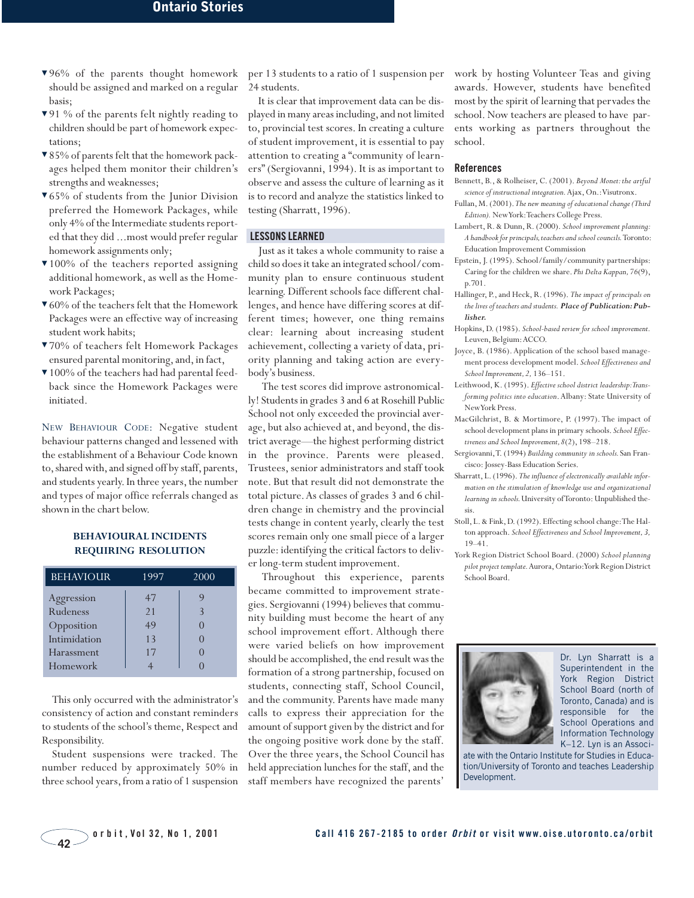- 96% of the parents thought homework should be assigned and marked on a regular basis;
- 91 % of the parents felt nightly reading to children should be part of homework expectations;
- 85% of parents felt that the homework packages helped them monitor their children's strengths and weaknesses;
- 65% of students from the Junior Division preferred the Homework Packages, while only 4% of the Intermediate students reported that they did ...most would prefer regular homework assignments only;
- 100% of the teachers reported assigning additional homework, as well as the Homework Packages;
- 60% of the teachers felt that the Homework Packages were an effective way of increasing student work habits;
- 70% of teachers felt Homework Packages ensured parental monitoring, and, in fact,
- 100% of the teachers had had parental feedback since the Homework Packages were initiated.

New Behaviour Code: Negative student behaviour patterns changed and lessened with the establishment of a Behaviour Code known to, shared with, and signed off by staff, parents, and students yearly. In three years, the number and types of major office referrals changed as shown in the chart below.

**BEHAVIOURAL INCIDENTS REQUIRING RESOLUTION**

| BEHAVIOUR | 1997 | 2000 |
|---|---|---|
| Aggression | 47 | 9 |
| Rudeness | 21 | 3 |
| Opposition | 49 | 0 |
| Intimidation | 13 | 0 |
| Harassment | 17 | 0 |
| Homework | 4 | 0 |

This only occurred with the administrator's consistency of action and constant reminders to students of the school's theme, Respect and Responsibility.

Student suspensions were tracked. The number reduced by approximately 50% in three school years, from a ratio of 1 suspension per 13 students to a ratio of 1 suspension per 24 students.

It is clear that improvement data can be displayed in many areas including, and not limited to, provincial test scores. In creating a culture of student improvement, it is essential to pay attention to creating a "community of learners" (Sergiovanni, 1994). It is as important to observe and assess the culture of learning as it is to record and analyze the statistics linked to testing (Sharratt, 1996).

## LESSONS LEARNED

Just as it takes a whole community to raise a child so does it take an integrated school/community plan to ensure continuous student learning. Different schools face different challenges, and hence have differing scores at different times; however, one thing remains clear: learning about increasing student achievement, collecting a variety of data, priority planning and taking action are everybody's business.

The test scores did improve astronomically! Students in grades 3 and 6 at Rosehill Public School not only exceeded the provincial average, but also achieved at, and beyond, the district average—the highest performing district in the province. Parents were pleased. Trustees, senior administrators and staff took note. But that result did not demonstrate the total picture. As classes of grades 3 and 6 children change in chemistry and the provincial tests change in content yearly, clearly the test scores remain only one small piece of a larger puzzle: identifying the critical factors to deliver long-term student improvement.

Throughout this experience, parents became committed to improvement strategies. Sergiovanni (1994) believes that community building must become the heart of any school improvement effort. Although there were varied beliefs on how improvement should be accomplished, the end result was the formation of a strong partnership, focused on students, connecting staff, School Council, and the community. Parents have made many calls to express their appreciation for the amount of support given by the district and for the ongoing positive work done by the staff. Over the three years, the School Council has held appreciation lunches for the staff, and the staff members have recognized the parents' work by hosting Volunteer Teas and giving awards. However, students have benefited most by the spirit of learning that pervades the school. Now teachers are pleased to have parents working as partners throughout the school.

## References

Bennett, B., & Rolheiser, C. (2001). *Beyond Monet: the artful science of instructional integration.* Ajax, On.: Visutronx.

Fullan, M. (2001). *The new meaning of educational change (Third Edition).* New York: Teachers College Press.

Lambert, R. & Dunn, R. (2000). *School improvement planning: A handbook for principals, teachers and school councils.* Toronto: Education Improvement Commission

Epstein, J. (1995). School/family/community partnerships: Caring for the children we share. *Phi Delta Kappan, 76*(9), p.701.

Hallinger, P., and Heck, R. (1996). *The impact of principals on the lives of teachers and students.* ***Place of Publication: Publisher.***

Hopkins, D. (1985). *School-based review for school improvement.* Leuven, Belgium: ACCO.

Joyce, B. (1986). Application of the school based management process development model. *School Effectiveness and School Improvement, 2,* 136–151.

Leithwood, K. (1995). *Effective school district leadership: Transforming politics into education.* Albany: State University of New York Press.

MacGilchrist, B. & Mortimore, P. (1997). The impact of school development plans in primary schools. *School Effectiveness and School Improvement, 8*(2), 198–218.

Sergiovanni, T. (1994) *Building community in schools.* San Francisco: Jossey-Bass Education Series.

Sharratt, L. (1996). *The influence of electronically available information on the stimulation of knowledge use and organizational learning in schools.* University of Toronto: Unpublished thesis.

Stoll, L. & Fink, D. (1992). Effecting school change: The Halton approach. *School Effectiveness and School Improvement, 3,* 19–41.

York Region District School Board. (2000) *School planning pilot project template.* Aurora, Ontario: York Region District School Board.

Dr. Lyn Sharratt is a Superintendent in the York Region District School Board (north of Toronto, Canada) and is responsible for the School Operations and Information Technology K–12. Lyn is an Associate with the Ontario Institute for Studies in Education/University of Toronto and teaches Leadership Development.